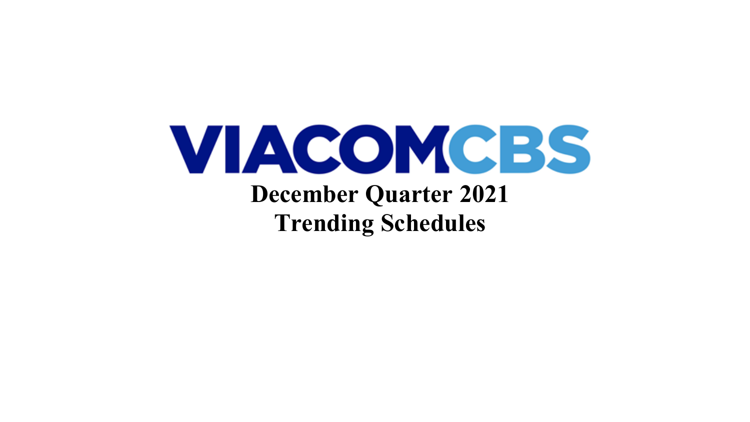# VIACOMCBS

## December Quarter 2021
## Trending Schedules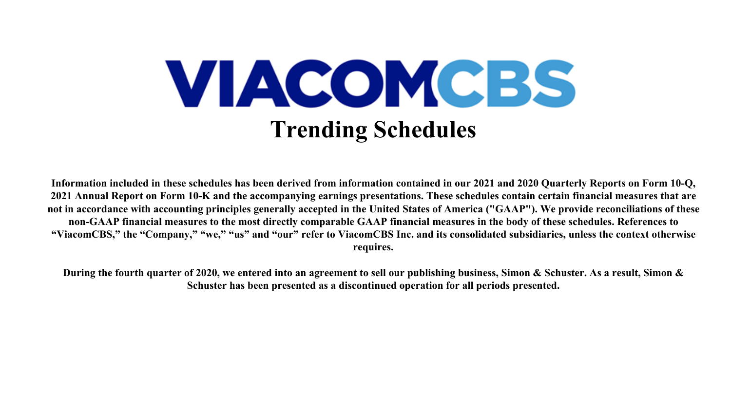# VIACOMCBS

# Trending Schedules

**Information included in these schedules has been derived from information contained in our 2021 and 2020 Quarterly Reports on Form 10-Q, 2021 Annual Report on Form 10-K and the accompanying earnings presentations. These schedules contain certain financial measures that are not in accordance with accounting principles generally accepted in the United States of America ("GAAP"). We provide reconciliations of these non-GAAP financial measures to the most directly comparable GAAP financial measures in the body of these schedules. References to "ViacomCBS," the "Company," "we," "us" and "our" refer to ViacomCBS Inc. and its consolidated subsidiaries, unless the context otherwise requires.**

**During the fourth quarter of 2020, we entered into an agreement to sell our publishing business, Simon & Schuster. As a result, Simon & Schuster has been presented as a discontinued operation for all periods presented.**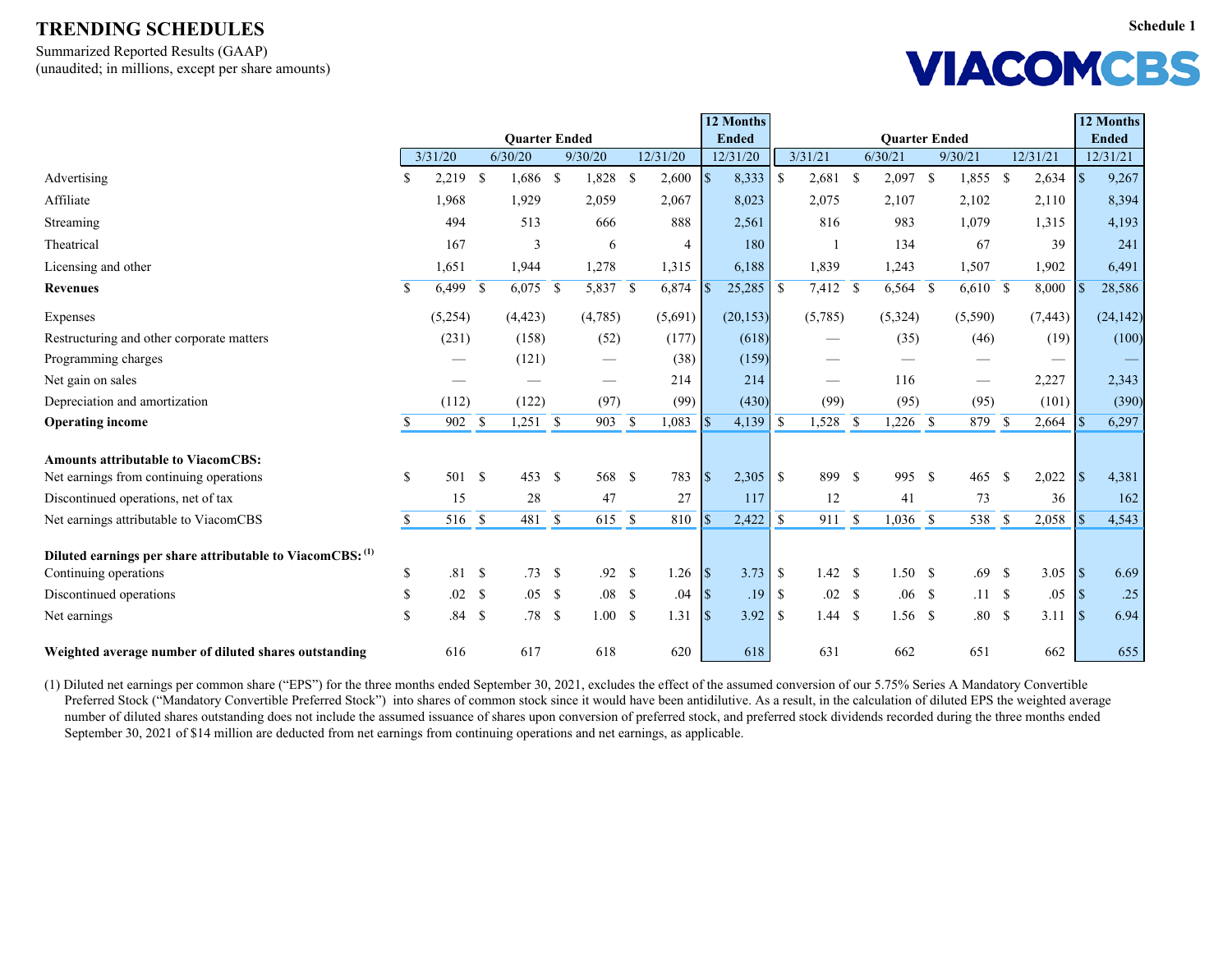# TRENDING SCHEDULES

**Schedule 1**

Summarized Reported Results (GAAP)
(unaudited; in millions, except per share amounts)

**VIACOMCBS**

| | Quarter Ended | | | | 12 Months Ended | Quarter Ended | | | | 12 Months Ended |
|---|---|---|---|---|---|---|---|---|---|---|
| | 3/31/20 | 6/30/20 | 9/30/20 | 12/31/20 | 12/31/20 | 3/31/21 | 6/30/21 | 9/30/21 | 12/31/21 | 12/31/21 |
| Advertising | $ 2,219 | $ 1,686 | $ 1,828 | $ 2,600 | $ 8,333 | $ 2,681 | $ 2,097 | $ 1,855 | $ 2,634 | $ 9,267 |
| Affiliate | 1,968 | 1,929 | 2,059 | 2,067 | 8,023 | 2,075 | 2,107 | 2,102 | 2,110 | 8,394 |
| Streaming | 494 | 513 | 666 | 888 | 2,561 | 816 | 983 | 1,079 | 1,315 | 4,193 |
| Theatrical | 167 | 3 | 6 | 4 | 180 | 1 | 134 | 67 | 39 | 241 |
| Licensing and other | 1,651 | 1,944 | 1,278 | 1,315 | 6,188 | 1,839 | 1,243 | 1,507 | 1,902 | 6,491 |
| **Revenues** | $ 6,499 | $ 6,075 | $ 5,837 | $ 6,874 | $ 25,285 | $ 7,412 | $ 6,564 | $ 6,610 | $ 8,000 | $ 28,586 |
| Expenses | (5,254) | (4,423) | (4,785) | (5,691) | (20,153) | (5,785) | (5,324) | (5,590) | (7,443) | (24,142) |
| Restructuring and other corporate matters | (231) | (158) | (52) | (177) | (618) | — | (35) | (46) | (19) | (100) |
| Programming charges | — | (121) | — | (38) | (159) | — | — | — | — | — |
| Net gain on sales | — | — | — | 214 | 214 | — | 116 | — | 2,227 | 2,343 |
| Depreciation and amortization | (112) | (122) | (97) | (99) | (430) | (99) | (95) | (95) | (101) | (390) |
| **Operating income** | $ 902 | $ 1,251 | $ 903 | $ 1,083 | $ 4,139 | $ 1,528 | $ 1,226 | $ 879 | $ 2,664 | $ 6,297 |
| **Amounts attributable to ViacomCBS:** | | | | | | | | | | |
| Net earnings from continuing operations | $ 501 | $ 453 | $ 568 | $ 783 | $ 2,305 | $ 899 | $ 995 | $ 465 | $ 2,022 | $ 4,381 |
| Discontinued operations, net of tax | 15 | 28 | 47 | 27 | 117 | 12 | 41 | 73 | 36 | 162 |
| Net earnings attributable to ViacomCBS | $ 516 | $ 481 | $ 615 | $ 810 | $ 2,422 | $ 911 | $ 1,036 | $ 538 | $ 2,058 | $ 4,543 |
| **Diluted earnings per share attributable to ViacomCBS:** (1) | | | | | | | | | | |
| Continuing operations | $ .81 | $ .73 | $ .92 | $ 1.26 | $ 3.73 | $ 1.42 | $ 1.50 | $ .69 | $ 3.05 | $ 6.69 |
| Discontinued operations | $ .02 | $ .05 | $ .08 | $ .04 | $ .19 | $ .02 | $ .06 | $ .11 | $ .05 | $ .25 |
| Net earnings | $ .84 | $ .78 | $ 1.00 | $ 1.31 | $ 3.92 | $ 1.44 | $ 1.56 | $ .80 | $ 3.11 | $ 6.94 |
| **Weighted average number of diluted shares outstanding** | 616 | 617 | 618 | 620 | 618 | 631 | 662 | 651 | 662 | 655 |

(1) Diluted net earnings per common share ("EPS") for the three months ended September 30, 2021, excludes the effect of the assumed conversion of our 5.75% Series A Mandatory Convertible Preferred Stock ("Mandatory Convertible Preferred Stock") into shares of common stock since it would have been antidilutive. As a result, in the calculation of diluted EPS the weighted average number of diluted shares outstanding does not include the assumed issuance of shares upon conversion of preferred stock, and preferred stock dividends recorded during the three months ended September 30, 2021 of $14 million are deducted from net earnings from continuing operations and net earnings, as applicable.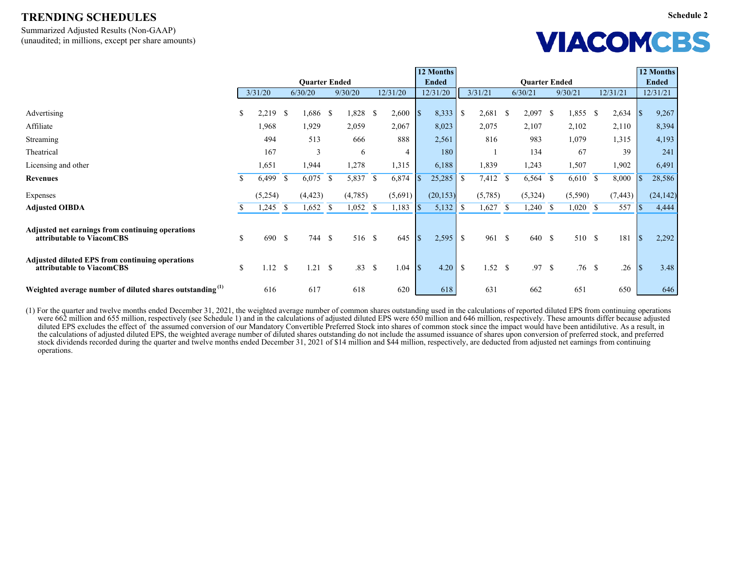# TRENDING SCHEDULES

Schedule 2

Summarized Adjusted Results (Non-GAAP)
(unaudited; in millions, except per share amounts)

VIACOMCBS

| | Quarter Ended | | | | 12 Months Ended | Quarter Ended | | | | 12 Months Ended |
|---|---|---|---|---|---|---|---|---|---|---|
| | 3/31/20 | 6/30/20 | 9/30/20 | 12/31/20 | 12/31/20 | 3/31/21 | 6/30/21 | 9/30/21 | 12/31/21 | 12/31/21 |
| Advertising | $ 2,219 | $ 1,686 | $ 1,828 | $ 2,600 | $ 8,333 | $ 2,681 | $ 2,097 | $ 1,855 | $ 2,634 | $ 9,267 |
| Affiliate | 1,968 | 1,929 | 2,059 | 2,067 | 8,023 | 2,075 | 2,107 | 2,102 | 2,110 | 8,394 |
| Streaming | 494 | 513 | 666 | 888 | 2,561 | 816 | 983 | 1,079 | 1,315 | 4,193 |
| Theatrical | 167 | 3 | 6 | 4 | 180 | 1 | 134 | 67 | 39 | 241 |
| Licensing and other | 1,651 | 1,944 | 1,278 | 1,315 | 6,188 | 1,839 | 1,243 | 1,507 | 1,902 | 6,491 |
| **Revenues** | $ 6,499 | $ 6,075 | $ 5,837 | $ 6,874 | $ 25,285 | $ 7,412 | $ 6,564 | $ 6,610 | $ 8,000 | $ 28,586 |
| Expenses | (5,254) | (4,423) | (4,785) | (5,691) | (20,153) | (5,785) | (5,324) | (5,590) | (7,443) | (24,142) |
| **Adjusted OIBDA** | $ 1,245 | $ 1,652 | $ 1,052 | $ 1,183 | $ 5,132 | $ 1,627 | $ 1,240 | $ 1,020 | $ 557 | $ 4,444 |
| **Adjusted net earnings from continuing operations attributable to ViacomCBS** | $ 690 | $ 744 | $ 516 | $ 645 | $ 2,595 | $ 961 | $ 640 | $ 510 | $ 181 | $ 2,292 |
| **Adjusted diluted EPS from continuing operations attributable to ViacomCBS** | $ 1.12 | $ 1.21 | $ .83 | $ 1.04 | $ 4.20 | $ 1.52 | $ .97 | $ .76 | $ .26 | $ 3.48 |
| **Weighted average number of diluted shares outstanding** (1) | 616 | 617 | 618 | 620 | 618 | 631 | 662 | 651 | 650 | 646 |

(1) For the quarter and twelve months ended December 31, 2021, the weighted average number of common shares outstanding used in the calculations of reported diluted EPS from continuing operations were 662 million and 655 million, respectively (see Schedule 1) and in the calculations of adjusted diluted EPS were 650 million and 646 million, respectively. These amounts differ because adjusted diluted EPS excludes the effect of the assumed conversion of our Mandatory Convertible Preferred Stock into shares of common stock since the impact would have been antidilutive. As a result, in the calculations of adjusted diluted EPS, the weighted average number of diluted shares outstanding do not include the assumed issuance of shares upon conversion of preferred stock, and preferred stock dividends recorded during the quarter and twelve months ended December 31, 2021 of $14 million and $44 million, respectively, are deducted from adjusted net earnings from continuing operations.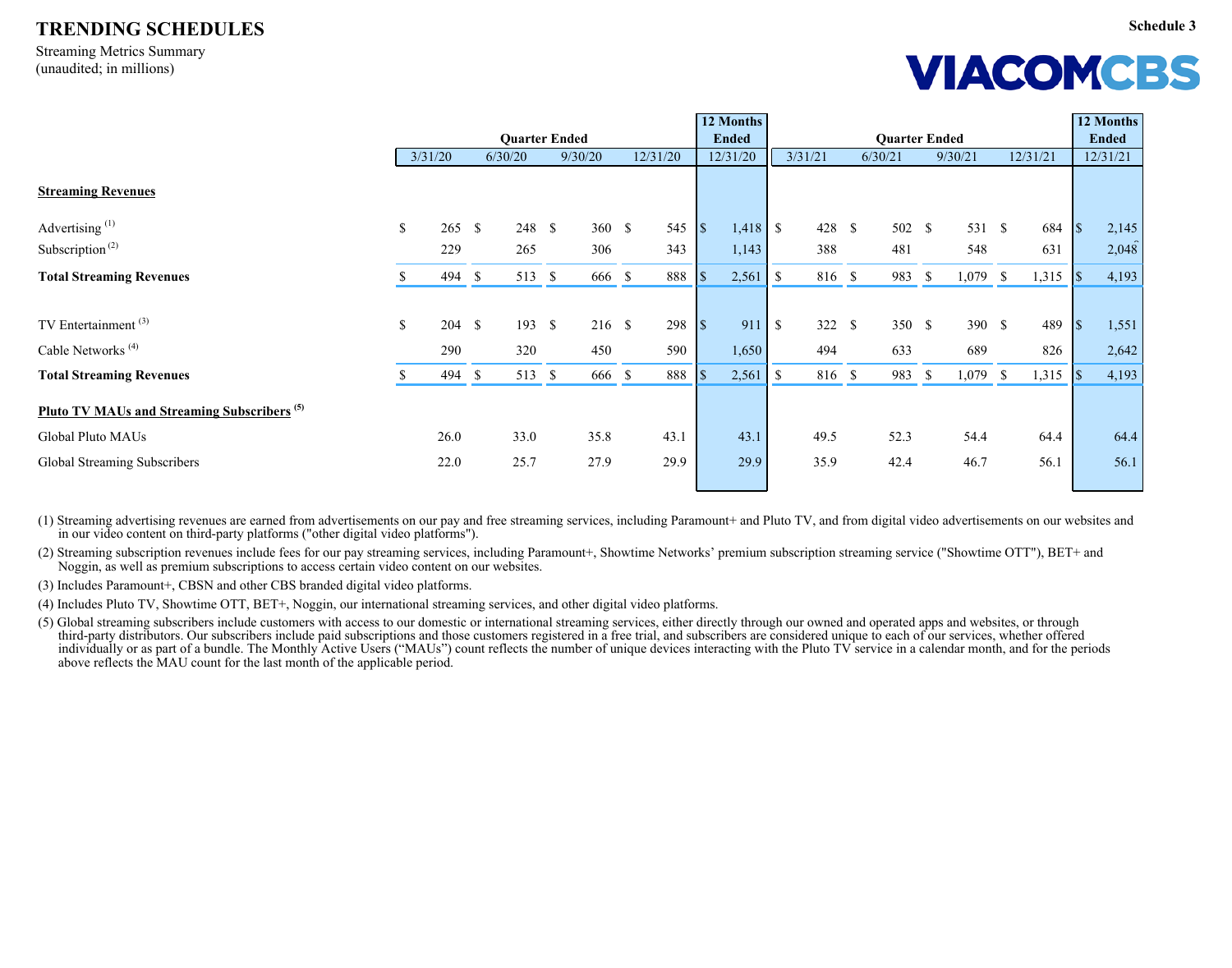# TRENDING SCHEDULES

**Schedule 3**

Streaming Metrics Summary
(unaudited; in millions)

VIACOMCBS

| | Quarter Ended | | | | 12 Months Ended | Quarter Ended | | | | 12 Months Ended |
|---|---|---|---|---|---|---|---|---|---|---|
| | 3/31/20 | 6/30/20 | 9/30/20 | 12/31/20 | 12/31/20 | 3/31/21 | 6/30/21 | 9/30/21 | 12/31/21 | 12/31/21 |
| **Streaming Revenues** | | | | | | | | | | |
| Advertising [(1)] | $ 265 | $ 248 | $ 360 | $ 545 | $ 1,418 | $ 428 | $ 502 | $ 531 | $ 684 | $ 2,145 |
| Subscription [(2)] | 229 | 265 | 306 | 343 | 1,143 | 388 | 481 | 548 | 631 | 2,048 |
| **Total Streaming Revenues** | $ 494 | $ 513 | $ 666 | $ 888 | $ 2,561 | $ 816 | $ 983 | $ 1,079 | $ 1,315 | $ 4,193 |
| TV Entertainment [(3)] | $ 204 | $ 193 | $ 216 | $ 298 | $ 911 | $ 322 | $ 350 | $ 390 | $ 489 | $ 1,551 |
| Cable Networks [(4)] | 290 | 320 | 450 | 590 | 1,650 | 494 | 633 | 689 | 826 | 2,642 |
| **Total Streaming Revenues** | $ 494 | $ 513 | $ 666 | $ 888 | $ 2,561 | $ 816 | $ 983 | $ 1,079 | $ 1,315 | $ 4,193 |
| **Pluto TV MAUs and Streaming Subscribers [(5)]** | | | | | | | | | | |
| Global Pluto MAUs | 26.0 | 33.0 | 35.8 | 43.1 | 43.1 | 49.5 | 52.3 | 54.4 | 64.4 | 64.4 |
| Global Streaming Subscribers | 22.0 | 25.7 | 27.9 | 29.9 | 29.9 | 35.9 | 42.4 | 46.7 | 56.1 | 56.1 |

(1) Streaming advertising revenues are earned from advertisements on our pay and free streaming services, including Paramount+ and Pluto TV, and from digital video advertisements on our websites and in our video content on third-party platforms ("other digital video platforms").

(2) Streaming subscription revenues include fees for our pay streaming services, including Paramount+, Showtime Networks' premium subscription streaming service ("Showtime OTT"), BET+ and Noggin, as well as premium subscriptions to access certain video content on our websites.

(3) Includes Paramount+, CBSN and other CBS branded digital video platforms.

(4) Includes Pluto TV, Showtime OTT, BET+, Noggin, our international streaming services, and other digital video platforms.

(5) Global streaming subscribers include customers with access to our domestic or international streaming services, either directly through our owned and operated apps and websites, or through third-party distributors. Our subscribers include paid subscriptions and those customers registered in a free trial, and subscribers are considered unique to each of our services, whether offered individually or as part of a bundle. The Monthly Active Users ("MAUs") count reflects the number of unique devices interacting with the Pluto TV service in a calendar month, and for the periods above reflects the MAU count for the last month of the applicable period.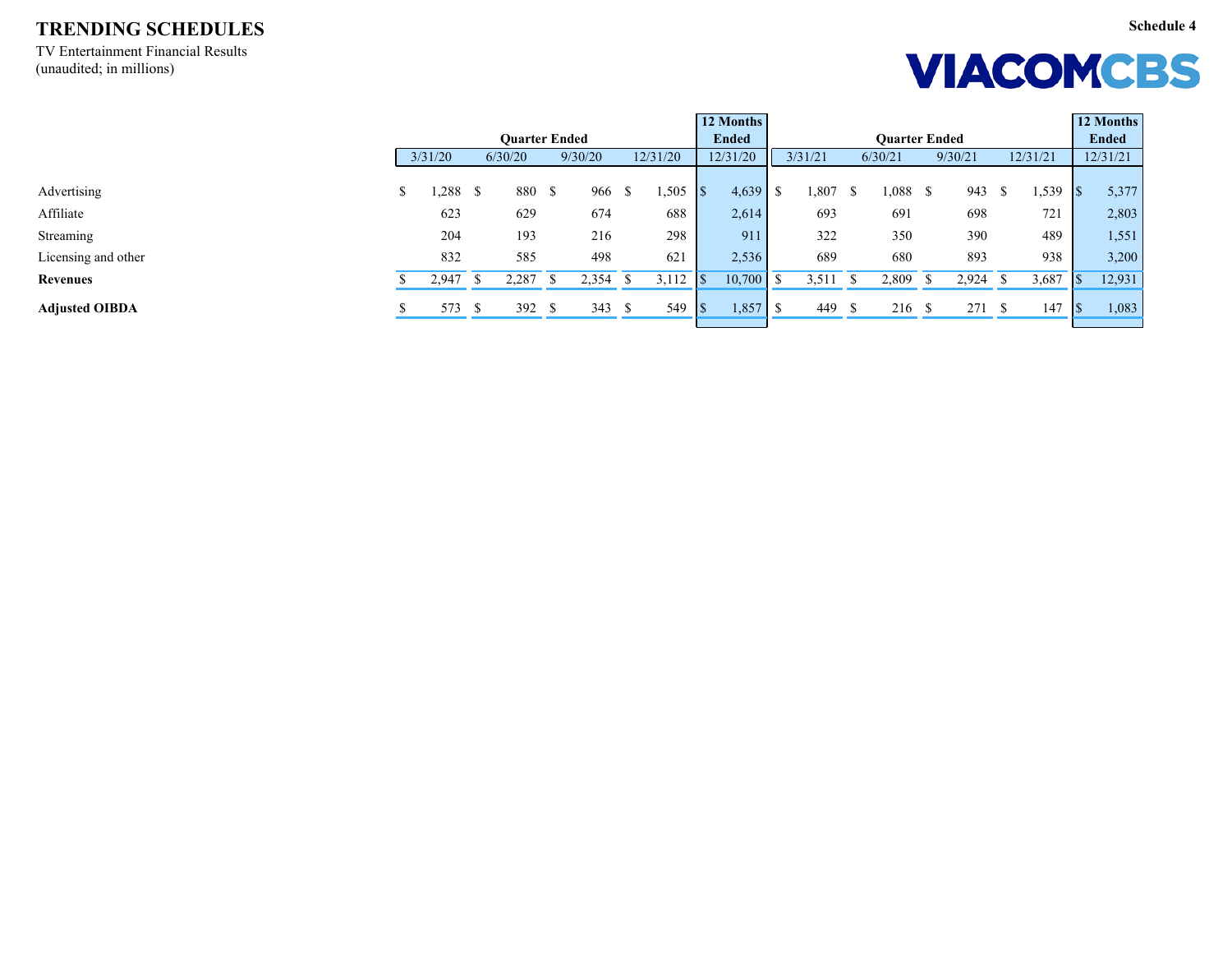# TRENDING SCHEDULES

TV Entertainment Financial Results
(unaudited; in millions)

Schedule 4

VIACOMCBS

| | Quarter Ended | | | | 12 Months Ended | Quarter Ended | | | | 12 Months Ended |
|---|---|---|---|---|---|---|---|---|---|---|
| | 3/31/20 | 6/30/20 | 9/30/20 | 12/31/20 | 12/31/20 | 3/31/21 | 6/30/21 | 9/30/21 | 12/31/21 | 12/31/21 |
| Advertising | $ 1,288 | $ 880 | $ 966 | $ 1,505 | $ 4,639 | $ 1,807 | $ 1,088 | $ 943 | $ 1,539 | $ 5,377 |
| Affiliate | 623 | 629 | 674 | 688 | 2,614 | 693 | 691 | 698 | 721 | 2,803 |
| Streaming | 204 | 193 | 216 | 298 | 911 | 322 | 350 | 390 | 489 | 1,551 |
| Licensing and other | 832 | 585 | 498 | 621 | 2,536 | 689 | 680 | 893 | 938 | 3,200 |
| **Revenues** | $ 2,947 | $ 2,287 | $ 2,354 | $ 3,112 | $ 10,700 | $ 3,511 | $ 2,809 | $ 2,924 | $ 3,687 | $ 12,931 |
| **Adjusted OIBDA** | $ 573 | $ 392 | $ 343 | $ 549 | $ 1,857 | $ 449 | $ 216 | $ 271 | $ 147 | $ 1,083 |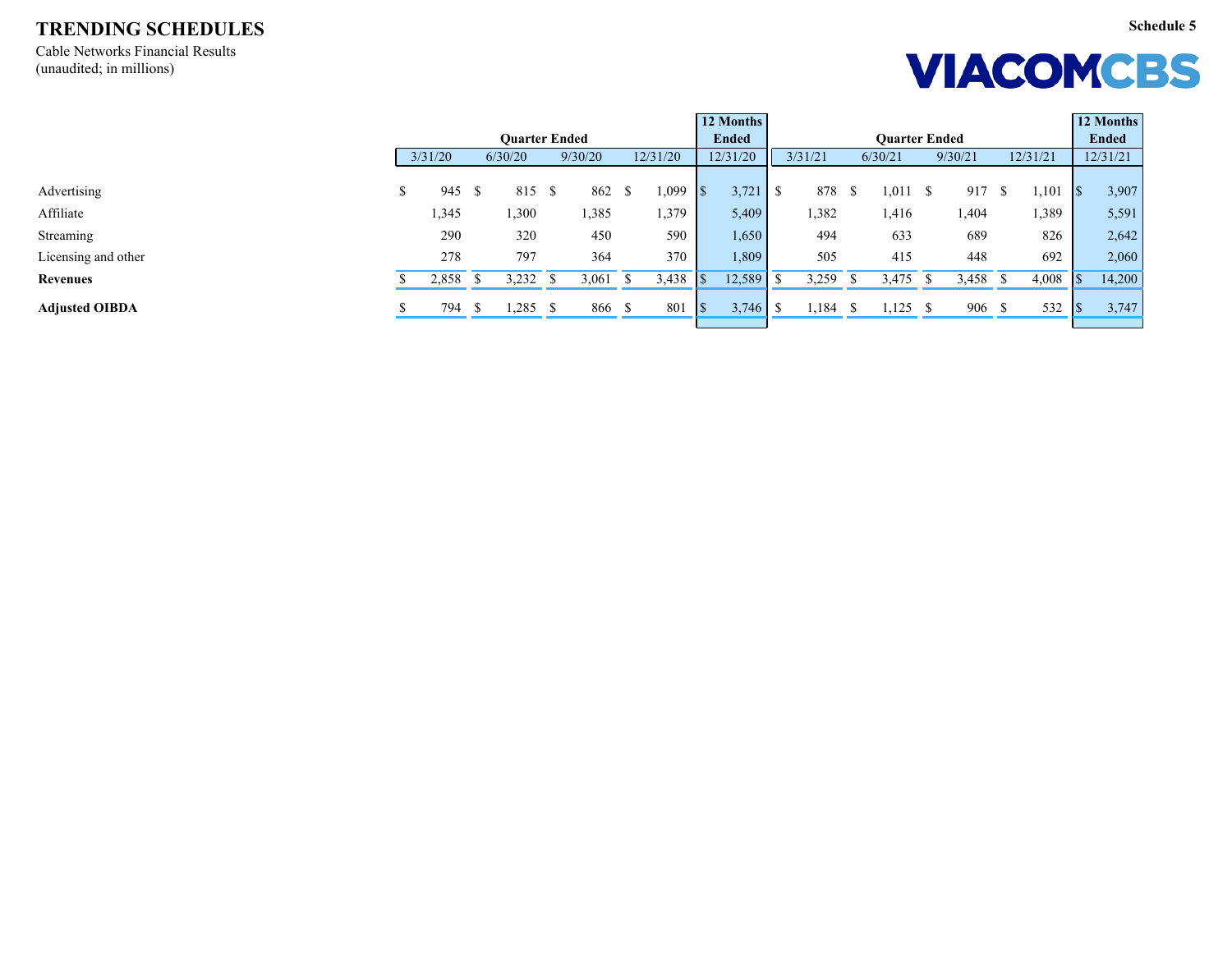# TRENDING SCHEDULES

Schedule 5

Cable Networks Financial Results
(unaudited; in millions)

VIACOMCBS

| | Quarter Ended | | | | 12 Months Ended | Quarter Ended | | | | 12 Months Ended |
|---|---|---|---|---|---|---|---|---|---|---|
| | 3/31/20 | 6/30/20 | 9/30/20 | 12/31/20 | 12/31/20 | 3/31/21 | 6/30/21 | 9/30/21 | 12/31/21 | 12/31/21 |
| Advertising | $ 945 | $ 815 | $ 862 | $ 1,099 | $ 3,721 | $ 878 | $ 1,011 | $ 917 | $ 1,101 | $ 3,907 |
| Affiliate | 1,345 | 1,300 | 1,385 | 1,379 | 5,409 | 1,382 | 1,416 | 1,404 | 1,389 | 5,591 |
| Streaming | 290 | 320 | 450 | 590 | 1,650 | 494 | 633 | 689 | 826 | 2,642 |
| Licensing and other | 278 | 797 | 364 | 370 | 1,809 | 505 | 415 | 448 | 692 | 2,060 |
| **Revenues** | $ 2,858 | $ 3,232 | $ 3,061 | $ 3,438 | $ 12,589 | $ 3,259 | $ 3,475 | $ 3,458 | $ 4,008 | $ 14,200 |
| **Adjusted OIBDA** | $ 794 | $ 1,285 | $ 866 | $ 801 | $ 3,746 | $ 1,184 | $ 1,125 | $ 906 | $ 532 | $ 3,747 |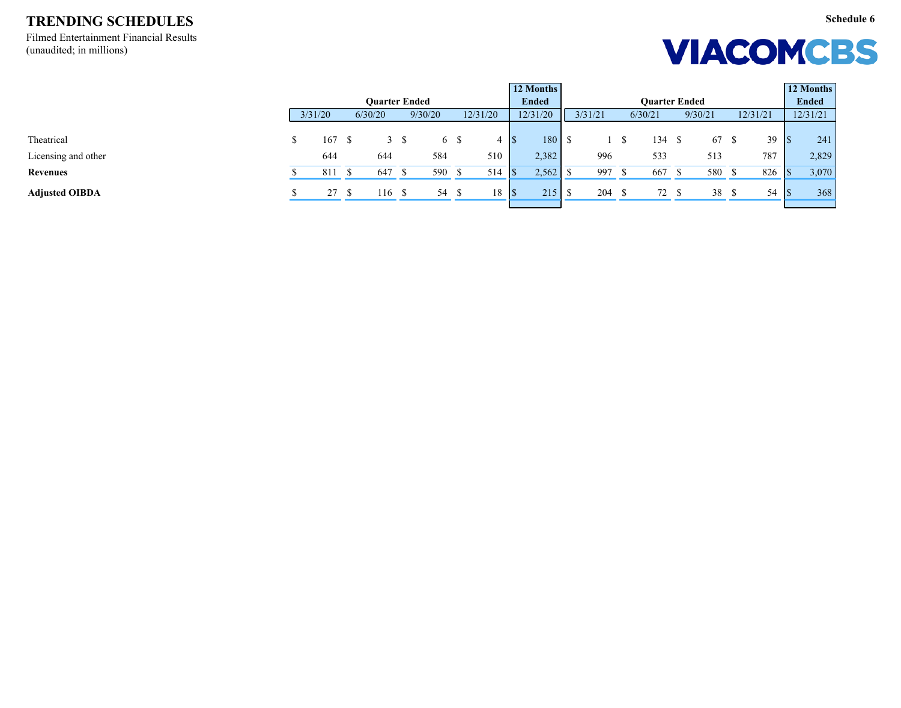# TRENDING SCHEDULES

Filmed Entertainment Financial Results
(unaudited; in millions)

Schedule 6

VIACOMCBS

| | Quarter Ended | | | | 12 Months Ended | Quarter Ended | | | | 12 Months Ended |
|---|---|---|---|---|---|---|---|---|---|---|
| | 3/31/20 | 6/30/20 | 9/30/20 | 12/31/20 | 12/31/20 | 3/31/21 | 6/30/21 | 9/30/21 | 12/31/21 | 12/31/21 |
| Theatrical | $ 167 | $ 3 | $ 6 | $ 4 | $ 180 | $ 1 | $ 134 | $ 67 | $ 39 | $ 241 |
| Licensing and other | 644 | 644 | 584 | 510 | 2,382 | 996 | 533 | 513 | 787 | 2,829 |
| **Revenues** | $ 811 | $ 647 | $ 590 | $ 514 | $ 2,562 | $ 997 | $ 667 | $ 580 | $ 826 | $ 3,070 |
| **Adjusted OIBDA** | $ 27 | $ 116 | $ 54 | $ 18 | $ 215 | $ 204 | $ 72 | $ 38 | $ 54 | $ 368 |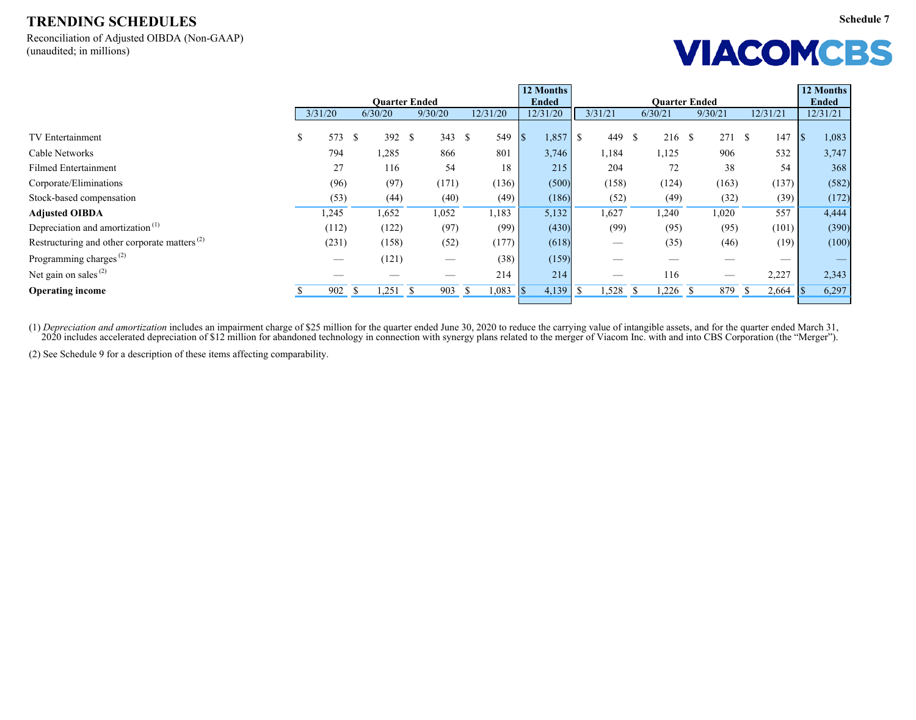# TRENDING SCHEDULES

Schedule 7

Reconciliation of Adjusted OIBDA (Non-GAAP)
(unaudited; in millions)

VIACOMCBS

| | Quarter Ended | | | | 12 Months Ended | Quarter Ended | | | | 12 Months Ended |
|---|---|---|---|---|---|---|---|---|---|---|
| | 3/31/20 | 6/30/20 | 9/30/20 | 12/31/20 | 12/31/20 | 3/31/21 | 6/30/21 | 9/30/21 | 12/31/21 | 12/31/21 |
| TV Entertainment | $ 573 | $ 392 | $ 343 | $ 549 | $ 1,857 | $ 449 | $ 216 | $ 271 | $ 147 | $ 1,083 |
| Cable Networks | 794 | 1,285 | 866 | 801 | 3,746 | 1,184 | 1,125 | 906 | 532 | 3,747 |
| Filmed Entertainment | 27 | 116 | 54 | 18 | 215 | 204 | 72 | 38 | 54 | 368 |
| Corporate/Eliminations | (96) | (97) | (171) | (136) | (500) | (158) | (124) | (163) | (137) | (582) |
| Stock-based compensation | (53) | (44) | (40) | (49) | (186) | (52) | (49) | (32) | (39) | (172) |
| **Adjusted OIBDA** | 1,245 | 1,652 | 1,052 | 1,183 | 5,132 | 1,627 | 1,240 | 1,020 | 557 | 4,444 |
| Depreciation and amortization [1] | (112) | (122) | (97) | (99) | (430) | (99) | (95) | (95) | (101) | (390) |
| Restructuring and other corporate matters [2] | (231) | (158) | (52) | (177) | (618) | — | (35) | (46) | (19) | (100) |
| Programming charges [2] | — | (121) | — | (38) | (159) | — | — | — | — | — |
| Net gain on sales [2] | — | — | — | 214 | 214 | — | 116 | — | 2,227 | 2,343 |
| **Operating income** | $ 902 | $ 1,251 | $ 903 | $ 1,083 | $ 4,139 | $ 1,528 | $ 1,226 | $ 879 | $ 2,664 | $ 6,297 |

(1) *Depreciation and amortization* includes an impairment charge of $25 million for the quarter ended June 30, 2020 to reduce the carrying value of intangible assets, and for the quarter ended March 31, 2020 includes accelerated depreciation of $12 million for abandoned technology in connection with synergy plans related to the merger of Viacom Inc. with and into CBS Corporation (the "Merger").

(2) See Schedule 9 for a description of these items affecting comparability.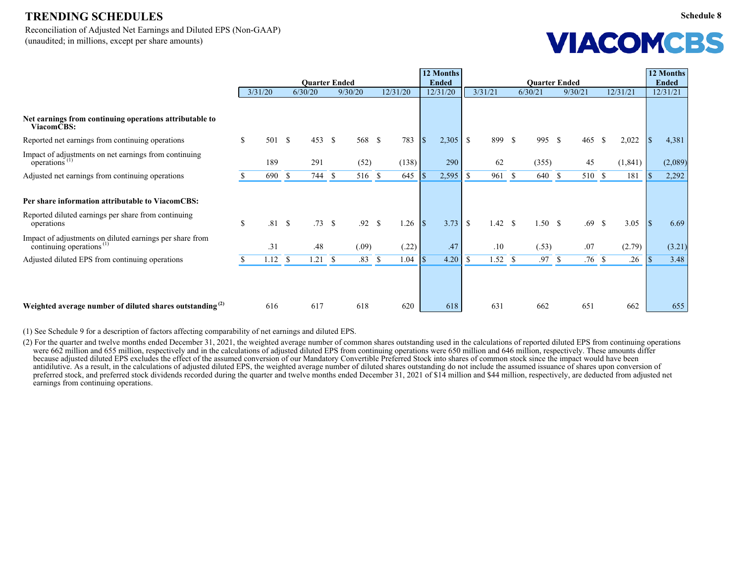## TRENDING SCHEDULES

**Schedule 8**

Reconciliation of Adjusted Net Earnings and Diluted EPS (Non-GAAP)
(unaudited; in millions, except per share amounts)

**VIACOMCBS**

| | Quarter Ended | | | | 12 Months Ended | Quarter Ended | | | | 12 Months Ended |
|---|---|---|---|---|---|---|---|---|---|---|
| | 3/31/20 | 6/30/20 | 9/30/20 | 12/31/20 | 12/31/20 | 3/31/21 | 6/30/21 | 9/30/21 | 12/31/21 | 12/31/21 |
| **Net earnings from continuing operations attributable to ViacomCBS:** | | | | | | | | | | |
| Reported net earnings from continuing operations | $ 501 | $ 453 | $ 568 | $ 783 | $ 2,305 | $ 899 | $ 995 | $ 465 | $ 2,022 | $ 4,381 |
| Impact of adjustments on net earnings from continuing operations [(1)] | 189 | 291 | (52) | (138) | 290 | 62 | (355) | 45 | (1,841) | (2,089) |
| Adjusted net earnings from continuing operations | $ 690 | $ 744 | $ 516 | $ 645 | $ 2,595 | $ 961 | $ 640 | $ 510 | $ 181 | $ 2,292 |
| **Per share information attributable to ViacomCBS:** | | | | | | | | | | |
| Reported diluted earnings per share from continuing operations | $ .81 | $ .73 | $ .92 | $ 1.26 | $ 3.73 | $ 1.42 | $ 1.50 | $ .69 | $ 3.05 | $ 6.69 |
| Impact of adjustments on diluted earnings per share from continuing operations [(1)] | .31 | .48 | (.09) | (.22) | .47 | .10 | (.53) | .07 | (2.79) | (3.21) |
| Adjusted diluted EPS from continuing operations | $ 1.12 | $ 1.21 | $ .83 | $ 1.04 | $ 4.20 | $ 1.52 | $ .97 | $ .76 | $ .26 | $ 3.48 |
| **Weighted average number of diluted shares outstanding [(2)]** | 616 | 617 | 618 | 620 | 618 | 631 | 662 | 651 | 662 | 655 |

(1) See Schedule 9 for a description of factors affecting comparability of net earnings and diluted EPS.

(2) For the quarter and twelve months ended December 31, 2021, the weighted average number of common shares outstanding used in the calculations of reported diluted EPS from continuing operations were 662 million and 655 million, respectively and in the calculations of adjusted diluted EPS from continuing operations were 650 million and 646 million, respectively. These amounts differ because adjusted diluted EPS excludes the effect of the assumed conversion of our Mandatory Convertible Preferred Stock into shares of common stock since the impact would have been antidilutive. As a result, in the calculations of adjusted diluted EPS, the weighted average number of diluted shares outstanding do not include the assumed issuance of shares upon conversion of preferred stock, and preferred stock dividends recorded during the quarter and twelve months ended December 31, 2021 of $14 million and $44 million, respectively, are deducted from adjusted net earnings from continuing operations.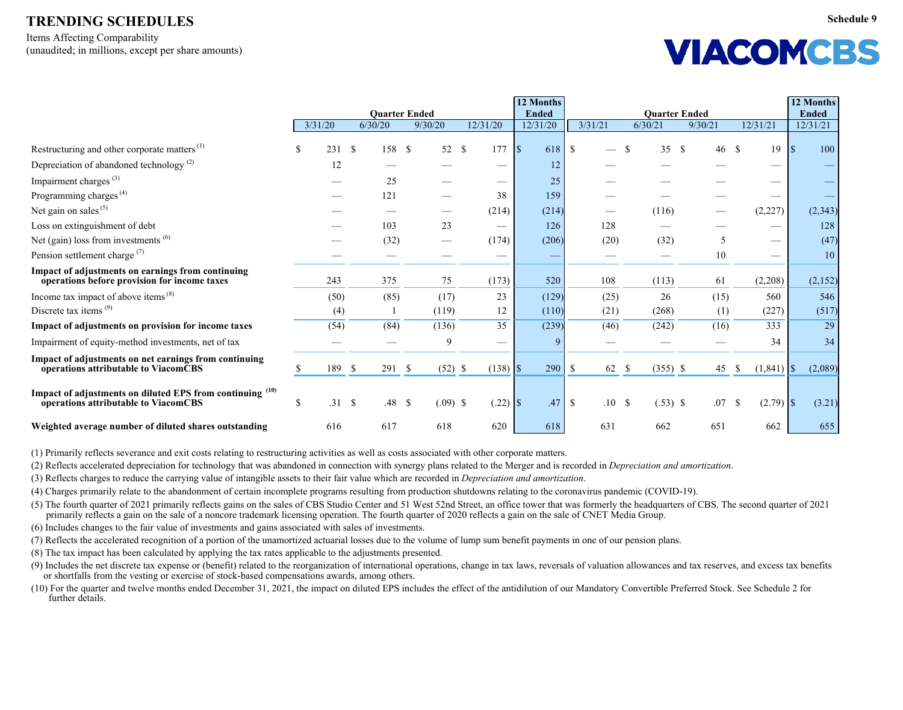# TRENDING SCHEDULES

**Schedule 9**

Items Affecting Comparability
(unaudited; in millions, except per share amounts)

| | Quarter Ended | | | | 12 Months Ended | Quarter Ended | | | | 12 Months Ended |
|---|---|---|---|---|---|---|---|---|---|---|
| | 3/31/20 | 6/30/20 | 9/30/20 | 12/31/20 | 12/31/20 | 3/31/21 | 6/30/21 | 9/30/21 | 12/31/21 | 12/31/21 |
| Restructuring and other corporate matters [1] | $ 231 | $ 158 | $ 52 | $ 177 | $ 618 | $ — | $ 35 | $ 46 | $ 19 | $ 100 |
| Depreciation of abandoned technology [2] | 12 | — | — | — | 12 | — | — | — | — | — |
| Impairment charges [3] | — | 25 | — | — | 25 | — | — | — | — | — |
| Programming charges [4] | — | 121 | — | 38 | 159 | — | — | — | — | — |
| Net gain on sales [5] | — | — | — | (214) | (214) | — | (116) | — | (2,227) | (2,343) |
| Loss on extinguishment of debt | — | 103 | 23 | — | 126 | 128 | — | — | — | 128 |
| Net (gain) loss from investments [6] | — | (32) | — | (174) | (206) | (20) | (32) | 5 | — | (47) |
| Pension settlement charge [7] | — | — | — | — | — | — | — | 10 | — | 10 |
| **Impact of adjustments on earnings from continuing operations before provision for income taxes** | 243 | 375 | 75 | (173) | 520 | 108 | (113) | 61 | (2,208) | (2,152) |
| Income tax impact of above items [8] | (50) | (85) | (17) | 23 | (129) | (25) | 26 | (15) | 560 | 546 |
| Discrete tax items [9] | (4) | 1 | (119) | 12 | (110) | (21) | (268) | (1) | (227) | (517) |
| **Impact of adjustments on provision for income taxes** | (54) | (84) | (136) | 35 | (239) | (46) | (242) | (16) | 333 | 29 |
| Impairment of equity-method investments, net of tax | — | — | 9 | — | 9 | — | — | — | 34 | 34 |
| **Impact of adjustments on net earnings from continuing operations attributable to ViacomCBS** | $ 189 | $ 291 | $ (52) | $ (138) | $ 290 | $ 62 | $ (355) | $ 45 | $ (1,841) | $ (2,089) |
| **Impact of adjustments on diluted EPS from continuing operations attributable to ViacomCBS** [10] | $ .31 | $ .48 | $ (.09) | $ (.22) | $ .47 | $ .10 | $ (.53) | $ .07 | $ (2.79) | $ (3.21) |
| **Weighted average number of diluted shares outstanding** | 616 | 617 | 618 | 620 | 618 | 631 | 662 | 651 | 662 | 655 |

(1) Primarily reflects severance and exit costs relating to restructuring activities as well as costs associated with other corporate matters.

(2) Reflects accelerated depreciation for technology that was abandoned in connection with synergy plans related to the Merger and is recorded in *Depreciation and amortization*.

(3) Reflects charges to reduce the carrying value of intangible assets to their fair value which are recorded in *Depreciation and amortization*.

(4) Charges primarily relate to the abandonment of certain incomplete programs resulting from production shutdowns relating to the coronavirus pandemic (COVID-19).

(5) The fourth quarter of 2021 primarily reflects gains on the sales of CBS Studio Center and 51 West 52nd Street, an office tower that was formerly the headquarters of CBS. The second quarter of 2021 primarily reflects a gain on the sale of a noncore trademark licensing operation. The fourth quarter of 2020 reflects a gain on the sale of CNET Media Group.

(6) Includes changes to the fair value of investments and gains associated with sales of investments.

(7) Reflects the accelerated recognition of a portion of the unamortized actuarial losses due to the volume of lump sum benefit payments in one of our pension plans.

(8) The tax impact has been calculated by applying the tax rates applicable to the adjustments presented.

(9) Includes the net discrete tax expense or (benefit) related to the reorganization of international operations, change in tax laws, reversals of valuation allowances and tax reserves, and excess tax benefits or shortfalls from the vesting or exercise of stock-based compensations awards, among others.

(10) For the quarter and twelve months ended December 31, 2021, the impact on diluted EPS includes the effect of the antidilution of our Mandatory Convertible Preferred Stock. See Schedule 2 for further details.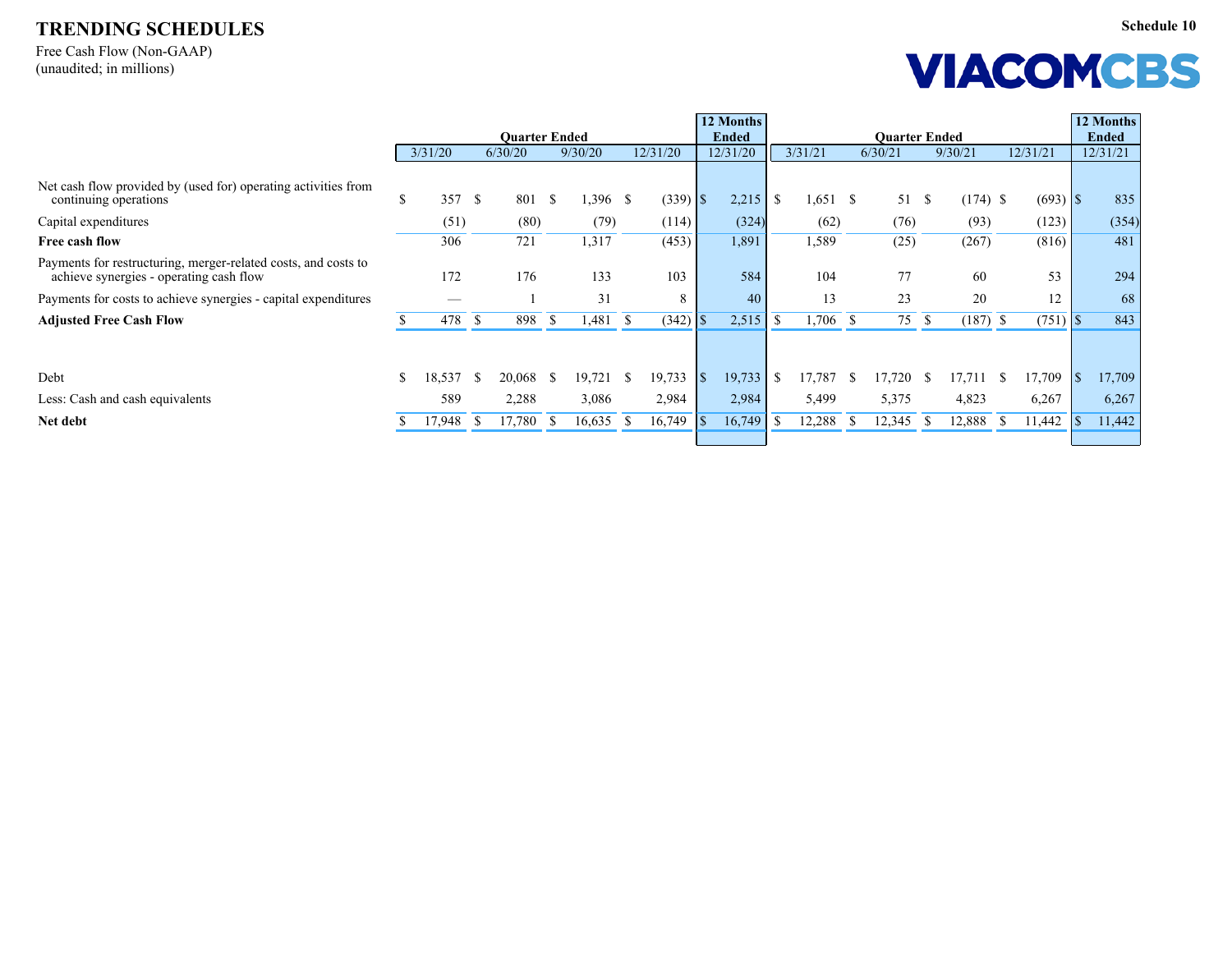# TRENDING SCHEDULES

Free Cash Flow (Non-GAAP)
(unaudited; in millions)

Schedule 10

VIACOMCBS

| | Quarter Ended | | | | 12 Months Ended | Quarter Ended | | | | 12 Months Ended |
|---|---|---|---|---|---|---|---|---|---|---|
| | 3/31/20 | 6/30/20 | 9/30/20 | 12/31/20 | 12/31/20 | 3/31/21 | 6/30/21 | 9/30/21 | 12/31/21 | 12/31/21 |
| Net cash flow provided by (used for) operating activities from continuing operations | $ 357 | $ 801 | $ 1,396 | $ (339) | $ 2,215 | $ 1,651 | $ 51 | $ (174) | $ (693) | $ 835 |
| Capital expenditures | (51) | (80) | (79) | (114) | (324) | (62) | (76) | (93) | (123) | (354) |
| **Free cash flow** | 306 | 721 | 1,317 | (453) | 1,891 | 1,589 | (25) | (267) | (816) | 481 |
| Payments for restructuring, merger-related costs, and costs to achieve synergies - operating cash flow | 172 | 176 | 133 | 103 | 584 | 104 | 77 | 60 | 53 | 294 |
| Payments for costs to achieve synergies - capital expenditures | — | 1 | 31 | 8 | 40 | 13 | 23 | 20 | 12 | 68 |
| **Adjusted Free Cash Flow** | $ 478 | $ 898 | $ 1,481 | $ (342) | $ 2,515 | $ 1,706 | $ 75 | $ (187) | $ (751) | $ 843 |
| | | | | | | | | | | |
| Debt | $ 18,537 | $ 20,068 | $ 19,721 | $ 19,733 | $ 19,733 | $ 17,787 | $ 17,720 | $ 17,711 | $ 17,709 | $ 17,709 |
| Less: Cash and cash equivalents | 589 | 2,288 | 3,086 | 2,984 | 2,984 | 5,499 | 5,375 | 4,823 | 6,267 | 6,267 |
| **Net debt** | $ 17,948 | $ 17,780 | $ 16,635 | $ 16,749 | $ 16,749 | $ 12,288 | $ 12,345 | $ 12,888 | $ 11,442 | $ 11,442 |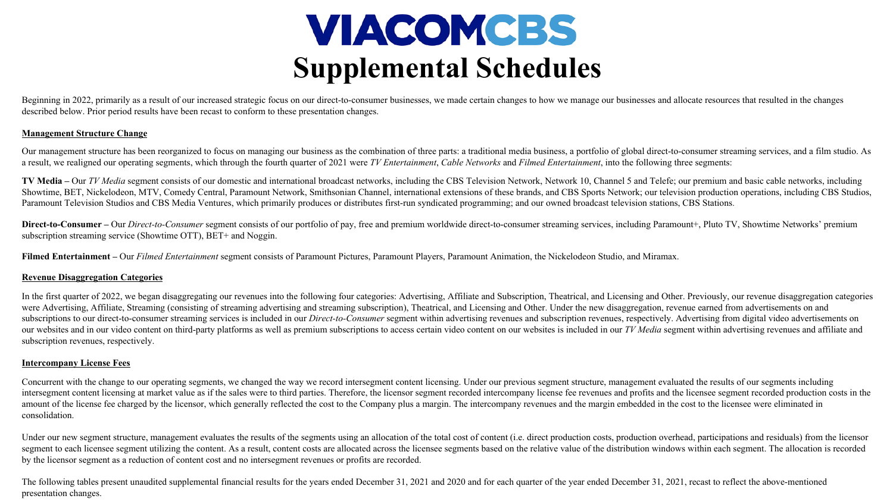# VIACOMCBS

# Supplemental Schedules

Beginning in 2022, primarily as a result of our increased strategic focus on our direct-to-consumer businesses, we made certain changes to how we manage our businesses and allocate resources that resulted in the changes described below. Prior period results have been recast to conform to these presentation changes.

## Management Structure Change

Our management structure has been reorganized to focus on managing our business as the combination of three parts: a traditional media business, a portfolio of global direct-to-consumer streaming services, and a film studio. As a result, we realigned our operating segments, which through the fourth quarter of 2021 were *TV Entertainment*, *Cable Networks* and *Filmed Entertainment*, into the following three segments:

**TV Media –** Our *TV Media* segment consists of our domestic and international broadcast networks, including the CBS Television Network, Network 10, Channel 5 and Telefe; our premium and basic cable networks, including Showtime, BET, Nickelodeon, MTV, Comedy Central, Paramount Network, Smithsonian Channel, international extensions of these brands, and CBS Sports Network; our television production operations, including CBS Studios, Paramount Television Studios and CBS Media Ventures, which primarily produces or distributes first-run syndicated programming; and our owned broadcast television stations, CBS Stations.

**Direct-to-Consumer –** Our *Direct-to-Consumer* segment consists of our portfolio of pay, free and premium worldwide direct-to-consumer streaming services, including Paramount+, Pluto TV, Showtime Networks' premium subscription streaming service (Showtime OTT), BET+ and Noggin.

**Filmed Entertainment –** Our *Filmed Entertainment* segment consists of Paramount Pictures, Paramount Players, Paramount Animation, the Nickelodeon Studio, and Miramax.

## Revenue Disaggregation Categories

In the first quarter of 2022, we began disaggregating our revenues into the following four categories: Advertising, Affiliate and Subscription, Theatrical, and Licensing and Other. Previously, our revenue disaggregation categories were Advertising, Affiliate, Streaming (consisting of streaming advertising and streaming subscription), Theatrical, and Licensing and Other. Under the new disaggregation, revenue earned from advertisements on and subscriptions to our direct-to-consumer streaming services is included in our *Direct-to-Consumer* segment within advertising revenues and subscription revenues, respectively. Advertising from digital video advertisements on our websites and in our video content on third-party platforms as well as premium subscriptions to access certain video content on our websites is included in our *TV Media* segment within advertising revenues and affiliate and subscription revenues, respectively.

## Intercompany License Fees

Concurrent with the change to our operating segments, we changed the way we record intersegment content licensing. Under our previous segment structure, management evaluated the results of our segments including intersegment content licensing at market value as if the sales were to third parties. Therefore, the licensor segment recorded intercompany license fee revenues and profits and the licensee segment recorded production costs in the amount of the license fee charged by the licensor, which generally reflected the cost to the Company plus a margin. The intercompany revenues and the margin embedded in the cost to the licensee were eliminated in consolidation.

Under our new segment structure, management evaluates the results of the segments using an allocation of the total cost of content (i.e. direct production costs, production overhead, participations and residuals) from the licensor segment to each licensee segment utilizing the content. As a result, content costs are allocated across the licensee segments based on the relative value of the distribution windows within each segment. The allocation is recorded by the licensor segment as a reduction of content cost and no intersegment revenues or profits are recorded.

The following tables present unaudited supplemental financial results for the years ended December 31, 2021 and 2020 and for each quarter of the year ended December 31, 2021, recast to reflect the above-mentioned presentation changes.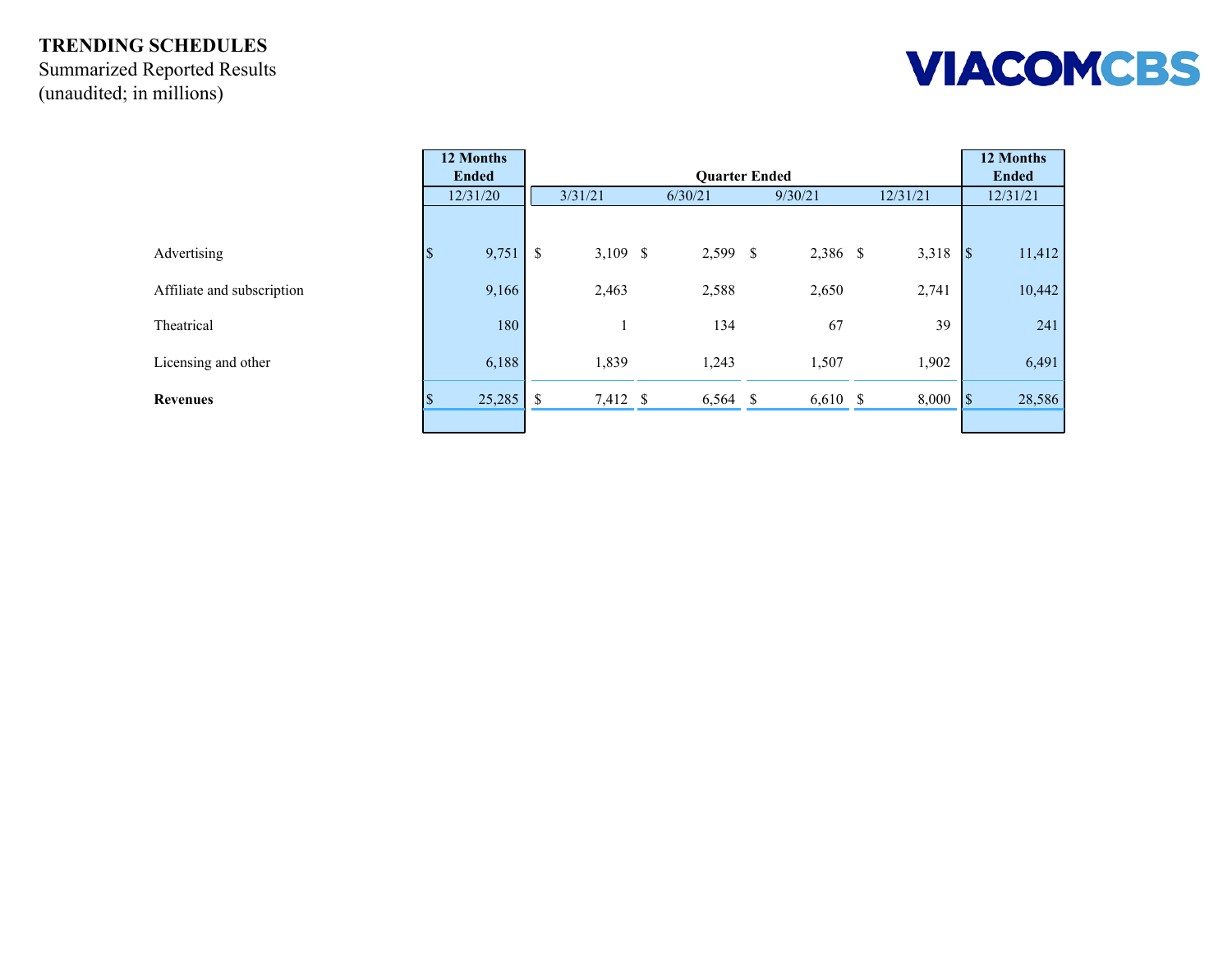**TRENDING SCHEDULES**

Summarized Reported Results

(unaudited; in millions)

VIACOMCBS

| | 12 Months Ended | Quarter Ended | | | | 12 Months Ended |
|---|---|---|---|---|---|---|
| | 12/31/20 | 3/31/21 | 6/30/21 | 9/30/21 | 12/31/21 | 12/31/21 |
| Advertising | $ 9,751 | $ 3,109 | $ 2,599 | $ 2,386 | $ 3,318 | $ 11,412 |
| Affiliate and subscription | 9,166 | 2,463 | 2,588 | 2,650 | 2,741 | 10,442 |
| Theatrical | 180 | 1 | 134 | 67 | 39 | 241 |
| Licensing and other | 6,188 | 1,839 | 1,243 | 1,507 | 1,902 | 6,491 |
| **Revenues** | $ 25,285 | $ 7,412 | $ 6,564 | $ 6,610 | $ 8,000 | $ 28,586 |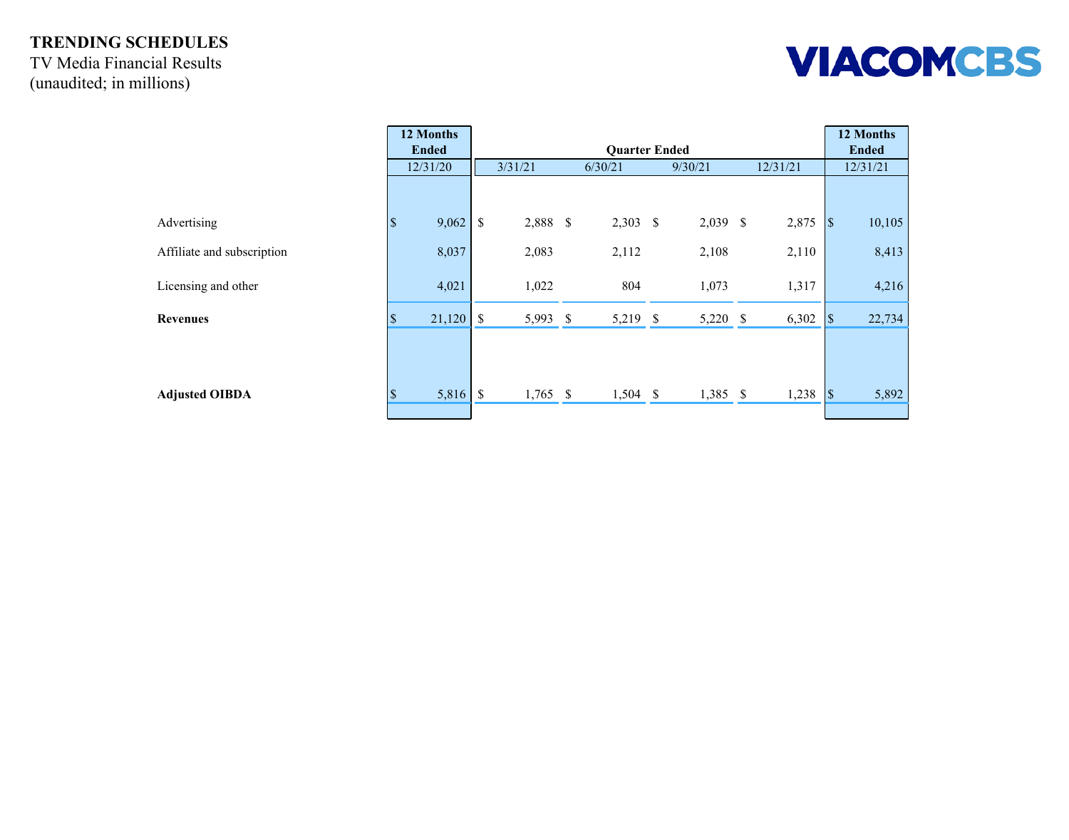**TRENDING SCHEDULES**

TV Media Financial Results

(unaudited; in millions)

VIACOMCBS

| | 12 Months Ended | Quarter Ended | | | | 12 Months Ended |
|---|---|---|---|---|---|---|
| | 12/31/20 | 3/31/21 | 6/30/21 | 9/30/21 | 12/31/21 | 12/31/21 |
| Advertising | $ 9,062 | $ 2,888 | $ 2,303 | $ 2,039 | $ 2,875 | $ 10,105 |
| Affiliate and subscription | 8,037 | 2,083 | 2,112 | 2,108 | 2,110 | 8,413 |
| Licensing and other | 4,021 | 1,022 | 804 | 1,073 | 1,317 | 4,216 |
| **Revenues** | $ 21,120 | $ 5,993 | $ 5,219 | $ 5,220 | $ 6,302 | $ 22,734 |
| **Adjusted OIBDA** | $ 5,816 | $ 1,765 | $ 1,504 | $ 1,385 | $ 1,238 | $ 5,892 |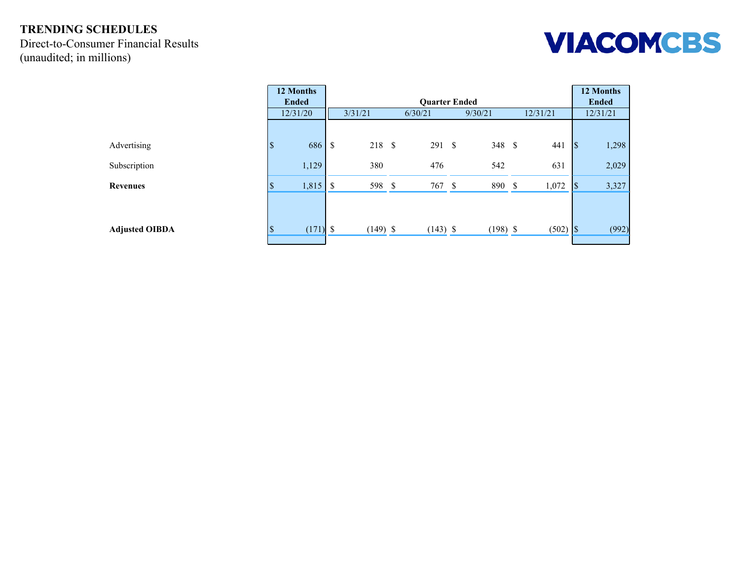**TRENDING SCHEDULES**

Direct-to-Consumer Financial Results

(unaudited; in millions)

VIACOMCBS

| | 12 Months Ended | Quarter Ended | | | | 12 Months Ended |
|---|---|---|---|---|---|---|
| | 12/31/20 | 3/31/21 | 6/30/21 | 9/30/21 | 12/31/21 | 12/31/21 |
| Advertising | $ 686 | $ 218 | $ 291 | $ 348 | $ 441 | $ 1,298 |
| Subscription | 1,129 | 380 | 476 | 542 | 631 | 2,029 |
| **Revenues** | $ 1,815 | $ 598 | $ 767 | $ 890 | $ 1,072 | $ 3,327 |
| **Adjusted OIBDA** | $ (171) | $ (149) | $ (143) | $ (198) | $ (502) | $ (992) |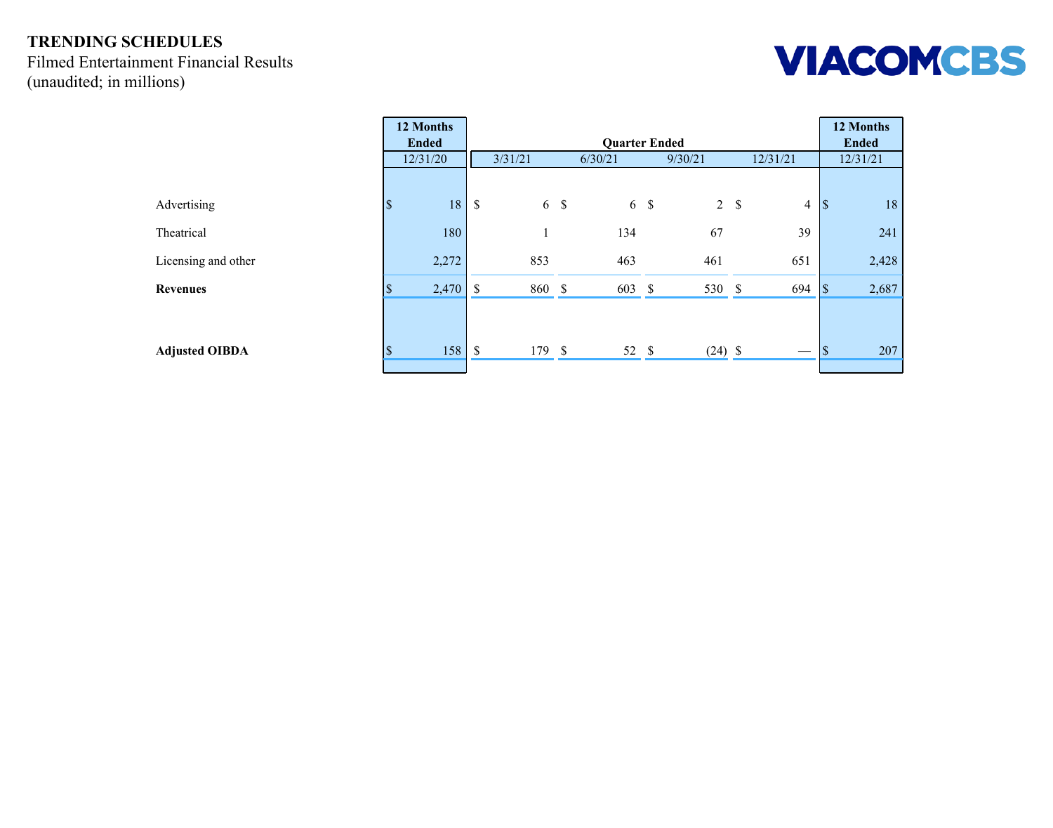**TRENDING SCHEDULES**

Filmed Entertainment Financial Results

(unaudited; in millions)

VIACOMCBS

| | 12 Months Ended | Quarter Ended | | | | 12 Months Ended |
|---|---|---|---|---|---|---|
| | 12/31/20 | 3/31/21 | 6/30/21 | 9/30/21 | 12/31/21 | 12/31/21 |
| Advertising | $ 18 | $ 6 | $ 6 | $ 2 | $ 4 | $ 18 |
| Theatrical | 180 | 1 | 134 | 67 | 39 | 241 |
| Licensing and other | 2,272 | 853 | 463 | 461 | 651 | 2,428 |
| **Revenues** | $ 2,470 | $ 860 | $ 603 | $ 530 | $ 694 | $ 2,687 |
| **Adjusted OIBDA** | $ 158 | $ 179 | $ 52 | $ (24) | $ — | $ 207 |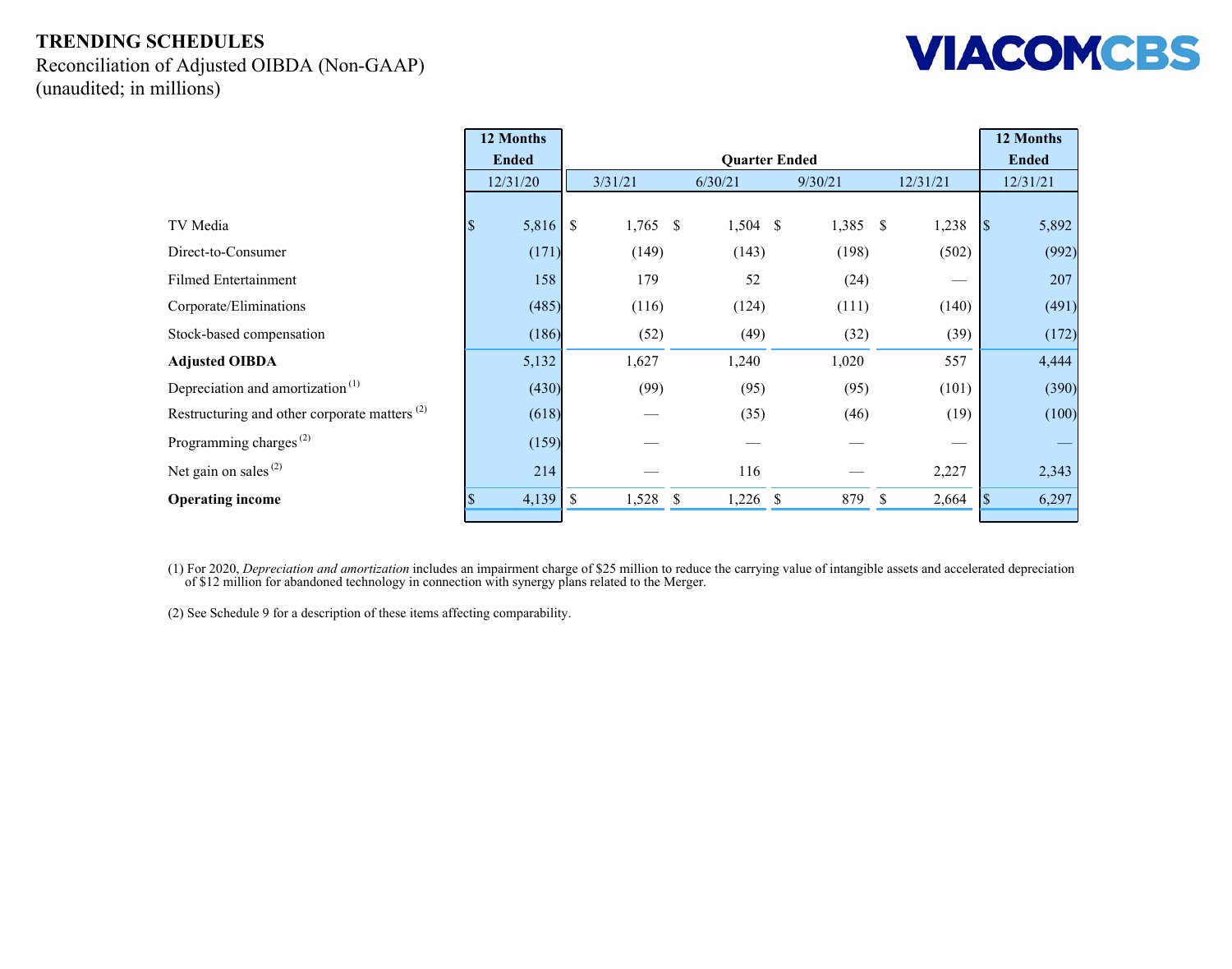**TRENDING SCHEDULES**

Reconciliation of Adjusted OIBDA (Non-GAAP)

(unaudited; in millions)

| | 12 Months Ended | Quarter Ended | | | | 12 Months Ended |
|---|---|---|---|---|---|---|
| | 12/31/20 | 3/31/21 | 6/30/21 | 9/30/21 | 12/31/21 | 12/31/21 |
| TV Media | $ 5,816 | $ 1,765 | $ 1,504 | $ 1,385 | $ 1,238 | $ 5,892 |
| Direct-to-Consumer | (171) | (149) | (143) | (198) | (502) | (992) |
| Filmed Entertainment | 158 | 179 | 52 | (24) | — | 207 |
| Corporate/Eliminations | (485) | (116) | (124) | (111) | (140) | (491) |
| Stock-based compensation | (186) | (52) | (49) | (32) | (39) | (172) |
| **Adjusted OIBDA** | 5,132 | 1,627 | 1,240 | 1,020 | 557 | 4,444 |
| Depreciation and amortization [(1)] | (430) | (99) | (95) | (95) | (101) | (390) |
| Restructuring and other corporate matters [(2)] | (618) | — | (35) | (46) | (19) | (100) |
| Programming charges [(2)] | (159) | — | — | — | — | — |
| Net gain on sales [(2)] | 214 | — | 116 | — | 2,227 | 2,343 |
| **Operating income** | $ 4,139 | $ 1,528 | $ 1,226 | $ 879 | $ 2,664 | $ 6,297 |

(1) For 2020, *Depreciation and amortization* includes an impairment charge of $25 million to reduce the carrying value of intangible assets and accelerated depreciation of $12 million for abandoned technology in connection with synergy plans related to the Merger.

(2) See Schedule 9 for a description of these items affecting comparability.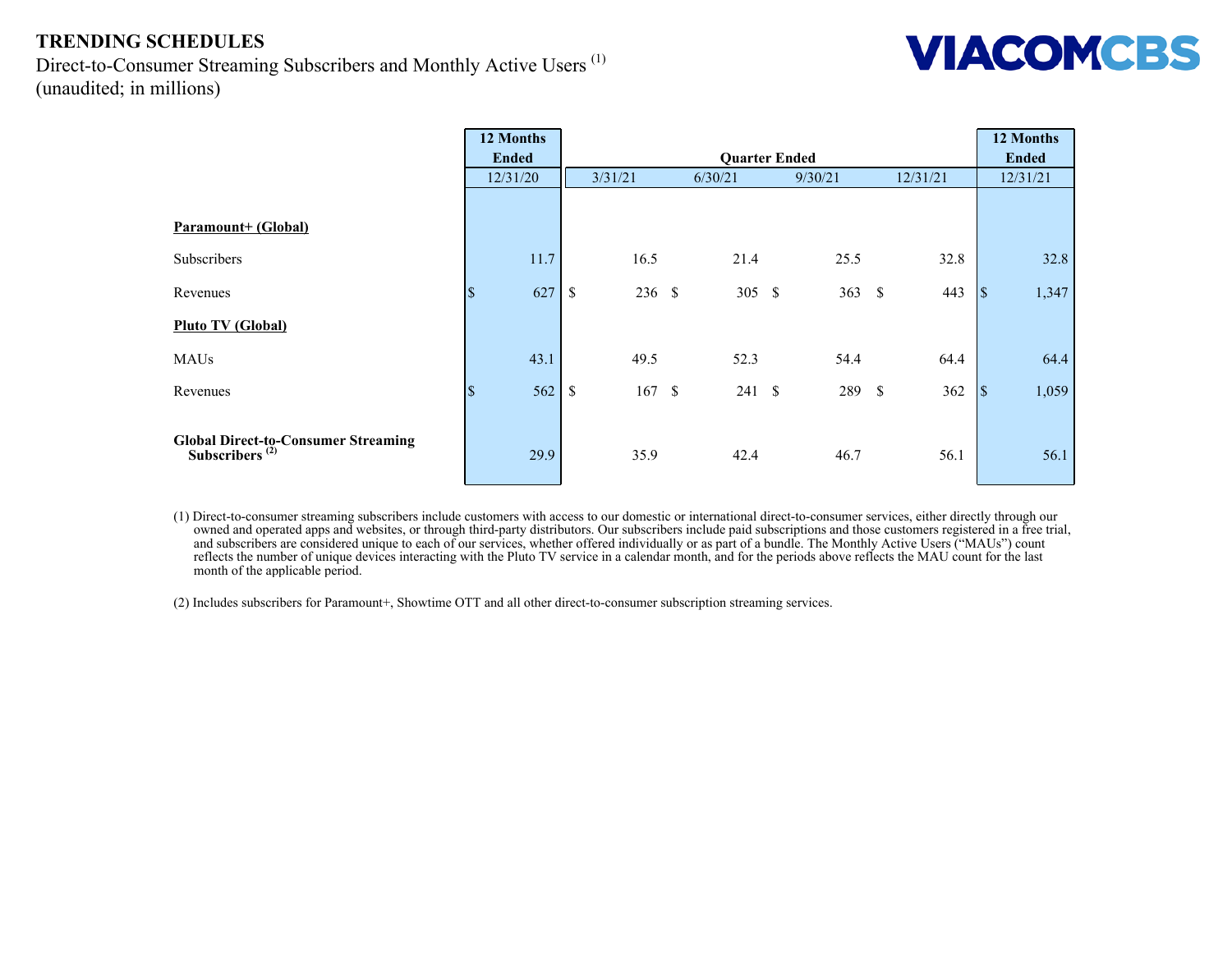**TRENDING SCHEDULES**

Direct-to-Consumer Streaming Subscribers and Monthly Active Users [(1)]

(unaudited; in millions)

VIACOMCBS

| | 12 Months Ended | Quarter Ended | | | | 12 Months Ended |
|---|---|---|---|---|---|---|
| | 12/31/20 | 3/31/21 | 6/30/21 | 9/30/21 | 12/31/21 | 12/31/21 |
| **Paramount+ (Global)** | | | | | | |
| Subscribers | 11.7 | 16.5 | 21.4 | 25.5 | 32.8 | 32.8 |
| Revenues | $ 627 | $ 236 | $ 305 | $ 363 | $ 443 | $ 1,347 |
| **Pluto TV (Global)** | | | | | | |
| MAUs | 43.1 | 49.5 | 52.3 | 54.4 | 64.4 | 64.4 |
| Revenues | $ 562 | $ 167 | $ 241 | $ 289 | $ 362 | $ 1,059 |
| **Global Direct-to-Consumer Streaming Subscribers** [(2)] | 29.9 | 35.9 | 42.4 | 46.7 | 56.1 | 56.1 |

(1) Direct-to-consumer streaming subscribers include customers with access to our domestic or international direct-to-consumer services, either directly through our owned and operated apps and websites, or through third-party distributors. Our subscribers include paid subscriptions and those customers registered in a free trial, and subscribers are considered unique to each of our services, whether offered individually or as part of a bundle. The Monthly Active Users ("MAUs") count reflects the number of unique devices interacting with the Pluto TV service in a calendar month, and for the periods above reflects the MAU count for the last month of the applicable period.

(2) Includes subscribers for Paramount+, Showtime OTT and all other direct-to-consumer subscription streaming services.